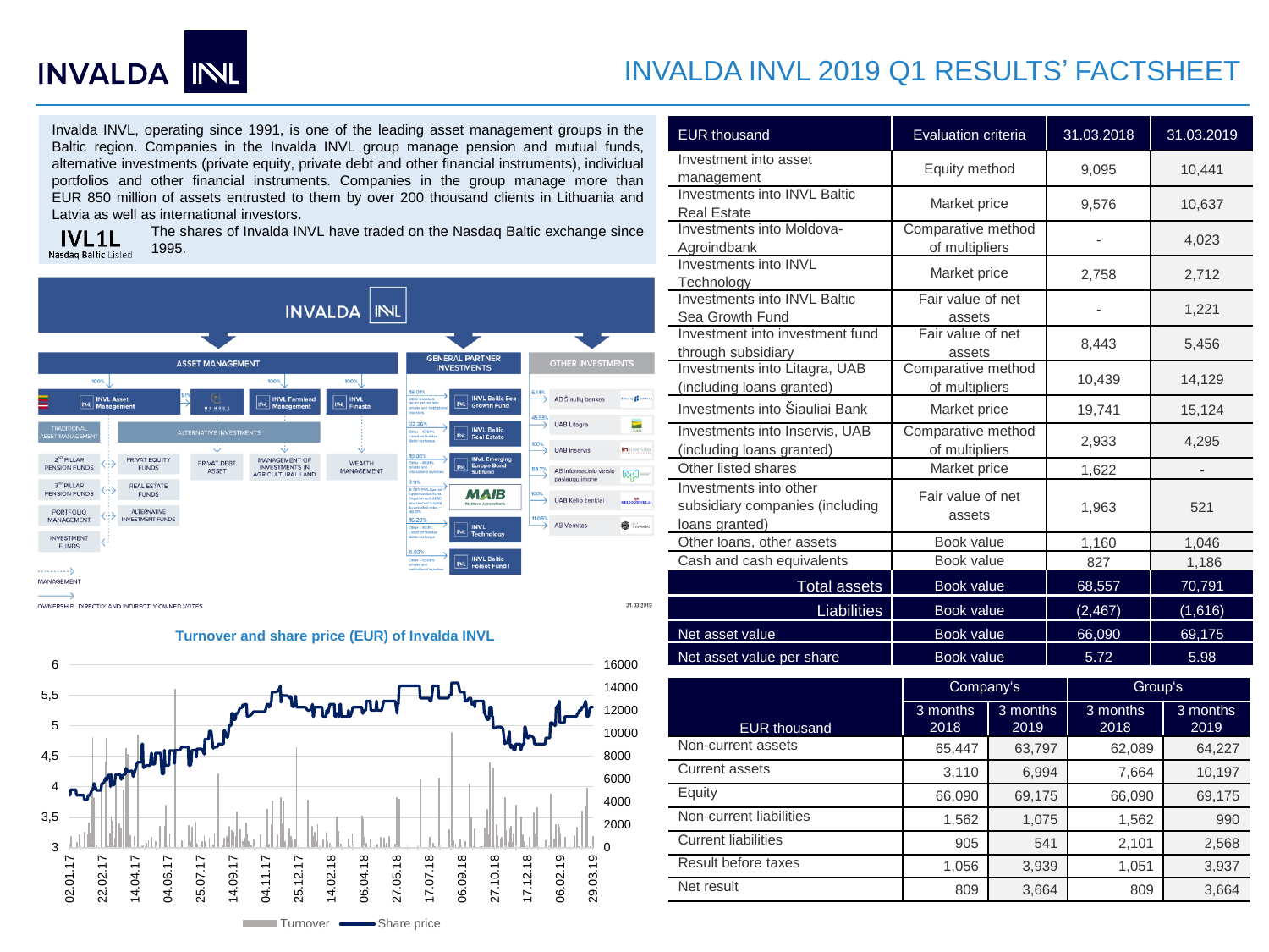# INVALDA INVL 2019 Q1 RESULTS' FACTSHEET

Invalda INVL, operating since 1991, is one of the leading asset management groups in the Baltic region. Companies in the Invalda INVL group manage pension and mutual funds, alternative investments (private equity, private debt and other financial instruments), individual portfolios and other financial instruments. Companies in the group manage more than EUR 850 million of assets entrusted to them by over 200 thousand clients in Lithuania and Latvia as well as international investors.

IVL1L
Nasdaq Baltic Listed

The shares of Invalda INVL have traded on the Nasdaq Baltic exchange since 1995.

**INVALDA INVL**

**ASSET MANAGEMENT**

- INVL Asset Management (100%)
  - Traditional asset management: 2nd pillar pension funds; 3rd pillar pension funds; portfolio management; investment funds
- Mandatum (51%)
- INVL Farmland Management (100%)
- INVL Finasta (100%)
- Alternative investments: private equity funds; real estate funds; alternative investment funds; private debt asset; management of investments in agricultural land; wealth management

**GENERAL PARTNER INVESTMENTS**

- INVL Baltic Sea Growth Fund (18.01%)
- INVL Baltic Real Estate (32.36%)
- INVL Emerging Europe Bond Subfund (18.06%)
- MAIB Moldova Agroindbank (7.9%)
- INVL Technology (16.20%)
- INVL Baltic Forest Fund I (6.92%)

**OTHER INVESTMENTS**

- AB Šiaulių bankas (6.14%)
- UAB Litagra (45.53%)
- UAB Inservis (100%)
- AB Informacinio verslo paslaugų įmonė (68.7%)
- UAB Kelio ženklai (100%)
- AB Vernitas (11.06%)

Management
Ownership, directly and indirectly owned votes

31.03.2019

| EUR thousand | Evaluation criteria | 31.03.2018 | 31.03.2019 |
|---|---|---|---|
| Investment into asset management | Equity method | 9,095 | 10,441 |
| Investments into INVL Baltic Real Estate | Market price | 9,576 | 10,637 |
| Investments into Moldova-Agroindbank | Comparative method of multipliers | - | 4,023 |
| Investments into INVL Technology | Market price | 2,758 | 2,712 |
| Investments into INVL Baltic Sea Growth Fund | Fair value of net assets | - | 1,221 |
| Investment into investment fund through subsidiary | Fair value of net assets | 8,443 | 5,456 |
| Investments into Litagra, UAB (including loans granted) | Comparative method of multipliers | 10,439 | 14,129 |
| Investments into Šiauliai Bank | Market price | 19,741 | 15,124 |
| Investments into Inservis, UAB (including loans granted) | Comparative method of multipliers | 2,933 | 4,295 |
| Other listed shares | Market price | 1,622 | - |
| Investments into other subsidiary companies (including loans granted) | Fair value of net assets | 1,963 | 521 |
| Other loans, other assets | Book value | 1,160 | 1,046 |
| Cash and cash equivalents | Book value | 827 | 1,186 |
| Total assets | Book value | 68,557 | 70,791 |
| Liabilities | Book value | (2,467) | (1,616) |
| Net asset value | Book value | 66,090 | 69,175 |
| Net asset value per share | Book value | 5.72 | 5.98 |

**Turnover and share price (EUR) of Invalda INVL**

Left axis (share price): 3 – 6; right axis (turnover): 0 – 16000. Dates: 02.01.17, 22.02.17, 14.04.17, 04.06.17, 25.07.17, 14.09.17, 04.11.17, 25.12.17, 14.02.18, 06.04.18, 27.05.18, 17.07.18, 06.09.18, 27.10.18, 17.12.18, 06.02.19, 29.03.19.

Legend: Turnover; Share price

| EUR thousand | Company's | | Group's | |
|---|---|---|---|---|
| | 3 months 2018 | 3 months 2019 | 3 months 2018 | 3 months 2019 |
| Non-current assets | 65,447 | 63,797 | 62,089 | 64,227 |
| Current assets | 3,110 | 6,994 | 7,664 | 10,197 |
| Equity | 66,090 | 69,175 | 66,090 | 69,175 |
| Non-current liabilities | 1,562 | 1,075 | 1,562 | 990 |
| Current liabilities | 905 | 541 | 2,101 | 2,568 |
| Result before taxes | 1,056 | 3,939 | 1,051 | 3,937 |
| Net result | 809 | 3,664 | 809 | 3,664 |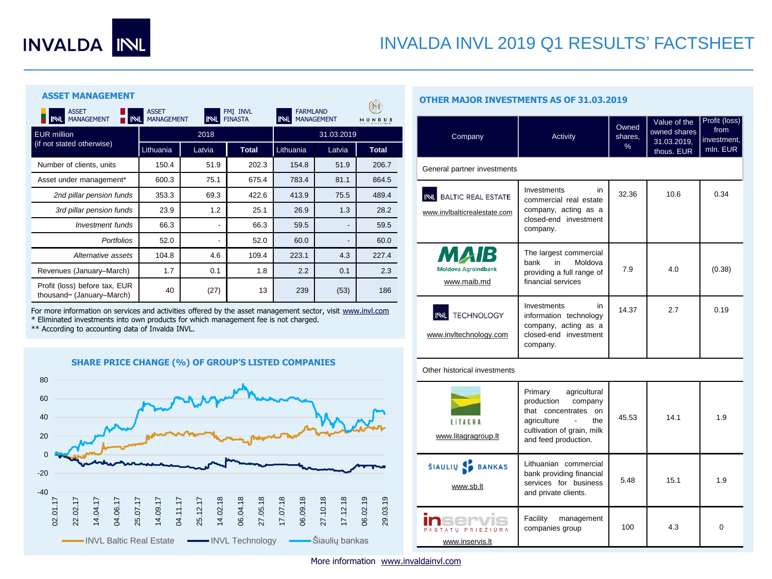# INVALDA INVL 2019 Q1 RESULTS' FACTSHEET

## ASSET MANAGEMENT

INVL ASSET MANAGEMENT | INVL ASSET MANAGEMENT | INVL FMĮ INVL FINASTA | INVL FARMLAND MANAGEMENT | MUNDUS

| EUR million (if not stated otherwise) | 2018 | | | 31.03.2019 | | |
|---|---|---|---|---|---|---|
| | Lithuania | Latvia | Total | Lithuania | Latvia | Total |
| Number of clients, units | 150.4 | 51.9 | 202.3 | 154.8 | 51.9 | 206.7 |
| Asset under management* | 600.3 | 75.1 | 675.4 | 783.4 | 81.1 | 864.5 |
| *2nd pillar pension funds* | 353.3 | 69.3 | 422.6 | 413.9 | 75.5 | 489.4 |
| *3rd pillar pension funds* | 23.9 | 1.2 | 25.1 | 26.9 | 1.3 | 28.2 |
| *Investment funds* | 66.3 | - | 66.3 | 59.5 | - | 59.5 |
| *Portfolios* | 52.0 | - | 52.0 | 60.0 | - | 60.0 |
| *Alternative assets* | 104.8 | 4.6 | 109.4 | 223.1 | 4.3 | 227.4 |
| Revenues (January–March) | 1.7 | 0.1 | 1.8 | 2.2 | 0.1 | 2.3 |
| Profit (loss) before tax, EUR thousand** (January–March) | 40 | (27) | 13 | 239 | (53) | 186 |

For more information on services and activities offered by the asset management sector, visit www.invl.com

\* Eliminated investments into own products for which management fee is not charged.

\*\* According to accounting data of Invalda INVL.

## SHARE PRICE CHANGE (%) OF GROUP'S LISTED COMPANIES

80
60
40
20
0
-20
-40

02.01.17, 22.02.17, 14.04.17, 04.06.17, 25.07.17, 14.09.17, 04.11.17, 25.12.17, 14.02.18, 06.04.18, 27.05.18, 17.07.18, 06.09.18, 27.10.18, 17.12.18, 06.02.19, 29.03.19

INVL Baltic Real Estate — INVL Technology — Šiaulių bankas

## OTHER MAJOR INVESTMENTS AS OF 31.03.2019

| Company | Activity | Owned shares, % | Value of the owned shares 31.03.2019, thous. EUR | Profit (loss) from investment, mln. EUR |
|---|---|---|---|---|
| General partner investments | | | | |
| INVL BALTIC REAL ESTATE www.invlbalticrealestate.com | Investments in commercial real estate company, acting as a closed-end investment company. | 32.36 | 10.6 | 0.34 |
| MAIB Moldova Agroindbank www.maib.md | The largest commercial bank in Moldova providing a full range of financial services | 7.9 | 4.0 | (0.38) |
| INVL TECHNOLOGY www.invltechnology.com | Investments in information technology company, acting as a closed-end investment company. | 14.37 | 2.7 | 0.19 |
| Other historical investments | | | | |
| LITAGRA www.litagragroup.lt | Primary agricultural production company that concentrates on agriculture - the cultivation of grain, milk and feed production. | 45.53 | 14.1 | 1.9 |
| ŠIAULIŲ BANKAS www.sb.lt | Lithuanian commercial bank providing financial services for business and private clients. | 5.48 | 15.1 | 1.9 |
| inservis PASTATŲ PRIEŽIŪRA www.inservis.lt | Facility management companies group | 100 | 4.3 | 0 |

More information www.invaldainvl.com